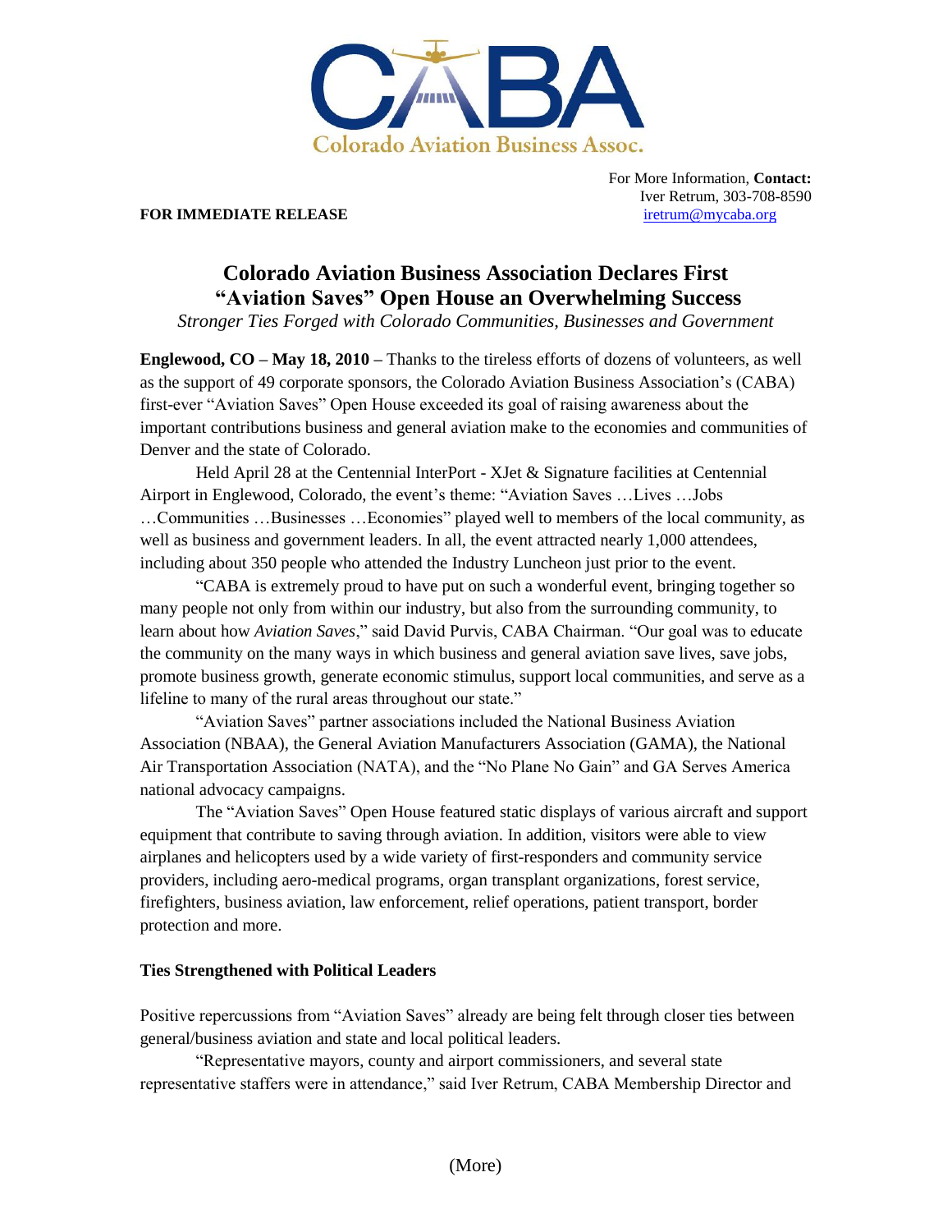CABA
Colorado Aviation Business Assoc.

For More Information, **Contact:**
Iver Retrum, 303-708-8590
iretrum@mycaba.org

**FOR IMMEDIATE RELEASE**

# Colorado Aviation Business Association Declares First "Aviation Saves" Open House an Overwhelming Success

*Stronger Ties Forged with Colorado Communities, Businesses and Government*

**Englewood, CO – May 18, 2010 –** Thanks to the tireless efforts of dozens of volunteers, as well as the support of 49 corporate sponsors, the Colorado Aviation Business Association's (CABA) first-ever "Aviation Saves" Open House exceeded its goal of raising awareness about the important contributions business and general aviation make to the economies and communities of Denver and the state of Colorado.

Held April 28 at the Centennial InterPort - XJet & Signature facilities at Centennial Airport in Englewood, Colorado, the event's theme: "Aviation Saves …Lives …Jobs …Communities …Businesses …Economies" played well to members of the local community, as well as business and government leaders. In all, the event attracted nearly 1,000 attendees, including about 350 people who attended the Industry Luncheon just prior to the event.

"CABA is extremely proud to have put on such a wonderful event, bringing together so many people not only from within our industry, but also from the surrounding community, to learn about how *Aviation Saves*," said David Purvis, CABA Chairman. "Our goal was to educate the community on the many ways in which business and general aviation save lives, save jobs, promote business growth, generate economic stimulus, support local communities, and serve as a lifeline to many of the rural areas throughout our state."

"Aviation Saves" partner associations included the National Business Aviation Association (NBAA), the General Aviation Manufacturers Association (GAMA), the National Air Transportation Association (NATA), and the "No Plane No Gain" and GA Serves America national advocacy campaigns.

The "Aviation Saves" Open House featured static displays of various aircraft and support equipment that contribute to saving through aviation. In addition, visitors were able to view airplanes and helicopters used by a wide variety of first-responders and community service providers, including aero-medical programs, organ transplant organizations, forest service, firefighters, business aviation, law enforcement, relief operations, patient transport, border protection and more.

**Ties Strengthened with Political Leaders**

Positive repercussions from "Aviation Saves" already are being felt through closer ties between general/business aviation and state and local political leaders.

"Representative mayors, county and airport commissioners, and several state representative staffers were in attendance," said Iver Retrum, CABA Membership Director and

(More)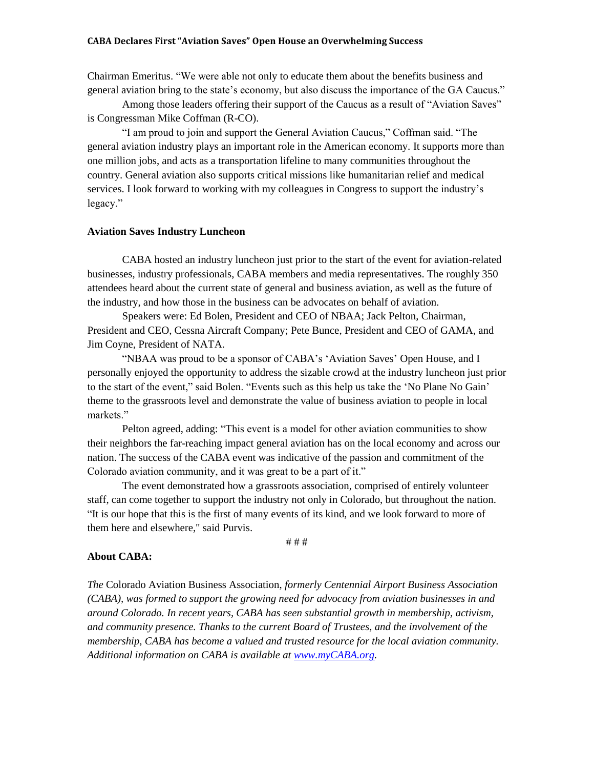Chairman Emeritus. "We were able not only to educate them about the benefits business and general aviation bring to the state's economy, but also discuss the importance of the GA Caucus."

Among those leaders offering their support of the Caucus as a result of "Aviation Saves" is Congressman Mike Coffman (R-CO).

"I am proud to join and support the General Aviation Caucus," Coffman said. "The general aviation industry plays an important role in the American economy. It supports more than one million jobs, and acts as a transportation lifeline to many communities throughout the country. General aviation also supports critical missions like humanitarian relief and medical services. I look forward to working with my colleagues in Congress to support the industry's legacy."

**Aviation Saves Industry Luncheon**

CABA hosted an industry luncheon just prior to the start of the event for aviation-related businesses, industry professionals, CABA members and media representatives. The roughly 350 attendees heard about the current state of general and business aviation, as well as the future of the industry, and how those in the business can be advocates on behalf of aviation.

Speakers were: Ed Bolen, President and CEO of NBAA; Jack Pelton, Chairman, President and CEO, Cessna Aircraft Company; Pete Bunce, President and CEO of GAMA, and Jim Coyne, President of NATA.

"NBAA was proud to be a sponsor of CABA's 'Aviation Saves' Open House, and I personally enjoyed the opportunity to address the sizable crowd at the industry luncheon just prior to the start of the event," said Bolen. "Events such as this help us take the 'No Plane No Gain' theme to the grassroots level and demonstrate the value of business aviation to people in local markets."

Pelton agreed, adding: "This event is a model for other aviation communities to show their neighbors the far-reaching impact general aviation has on the local economy and across our nation. The success of the CABA event was indicative of the passion and commitment of the Colorado aviation community, and it was great to be a part of it."

The event demonstrated how a grassroots association, comprised of entirely volunteer staff, can come together to support the industry not only in Colorado, but throughout the nation. "It is our hope that this is the first of many events of its kind, and we look forward to more of them here and elsewhere," said Purvis.

# # #

**About CABA:**

*The* Colorado Aviation Business Association, *formerly Centennial Airport Business Association (CABA), was formed to support the growing need for advocacy from aviation businesses in and around Colorado. In recent years, CABA has seen substantial growth in membership, activism, and community presence. Thanks to the current Board of Trustees, and the involvement of the membership, CABA has become a valued and trusted resource for the local aviation community. Additional information on CABA is available at [www.myCABA.org](http://www.myCABA.org).*